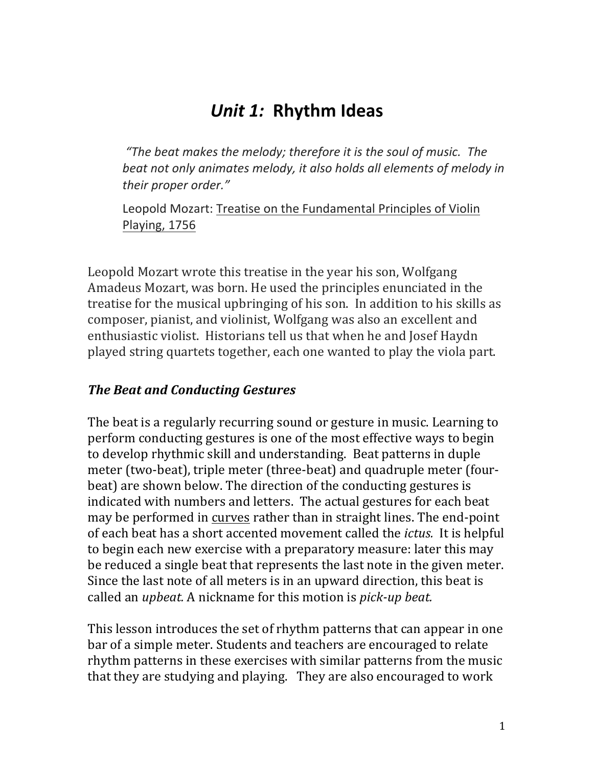# *Unit 1:* Rhythm Ideas

> *"The beat makes the melody; therefore it is the soul of music. The beat not only animates melody, it also holds all elements of melody in their proper order."*
>
> Leopold Mozart: Treatise on the Fundamental Principles of Violin Playing, 1756

Leopold Mozart wrote this treatise in the year his son, Wolfgang Amadeus Mozart, was born. He used the principles enunciated in the treatise for the musical upbringing of his son. In addition to his skills as composer, pianist, and violinist, Wolfgang was also an excellent and enthusiastic violist. Historians tell us that when he and Josef Haydn played string quartets together, each one wanted to play the viola part.

### *The Beat and Conducting Gestures*

The beat is a regularly recurring sound or gesture in music. Learning to perform conducting gestures is one of the most effective ways to begin to develop rhythmic skill and understanding. Beat patterns in duple meter (two-beat), triple meter (three-beat) and quadruple meter (four-beat) are shown below. The direction of the conducting gestures is indicated with numbers and letters. The actual gestures for each beat may be performed in curves rather than in straight lines. The end-point of each beat has a short accented movement called the *ictus.* It is helpful to begin each new exercise with a preparatory measure: later this may be reduced a single beat that represents the last note in the given meter. Since the last note of all meters is in an upward direction, this beat is called an *upbeat.* A nickname for this motion is *pick-up beat.*

This lesson introduces the set of rhythm patterns that can appear in one bar of a simple meter. Students and teachers are encouraged to relate rhythm patterns in these exercises with similar patterns from the music that they are studying and playing. They are also encouraged to work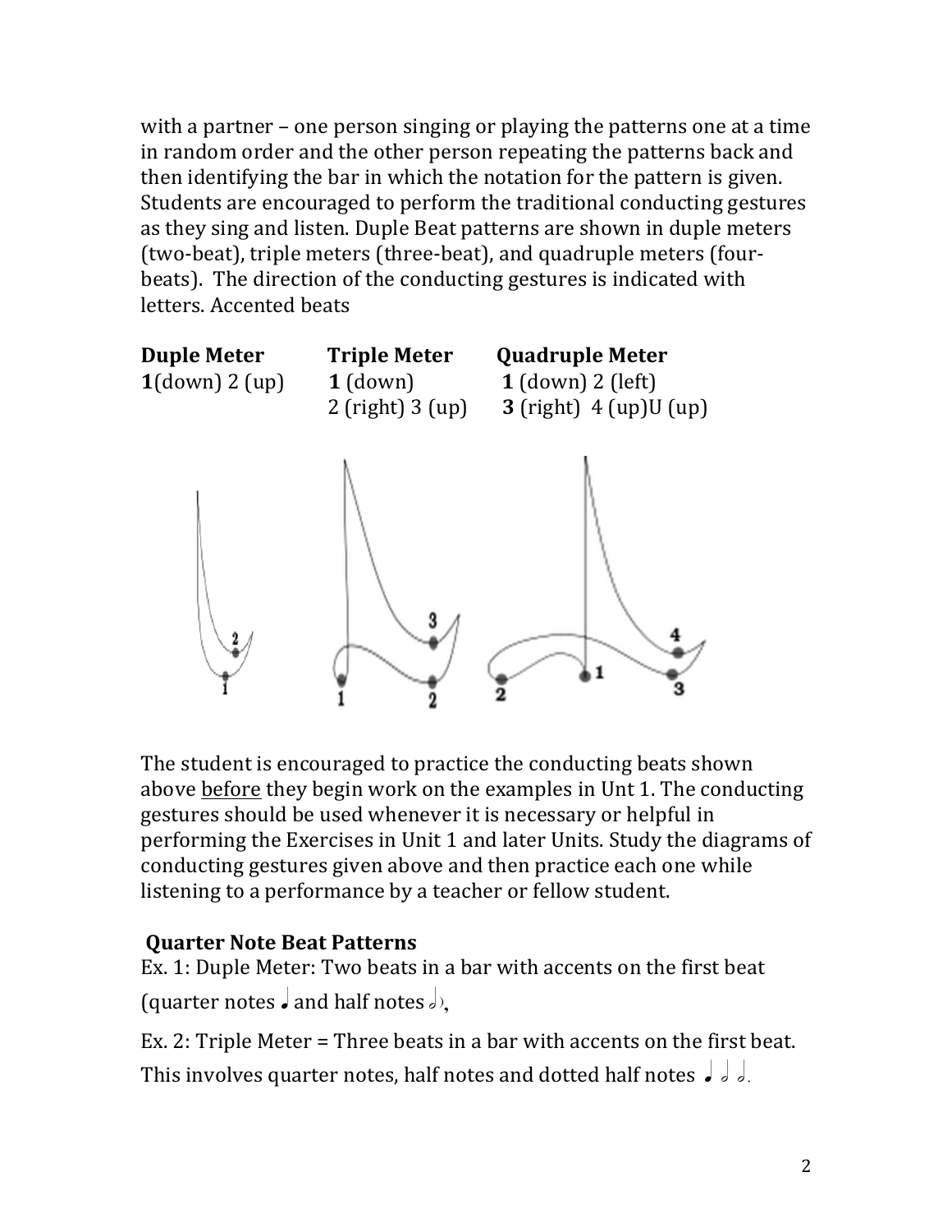with a partner – one person singing or playing the patterns one at a time in random order and the other person repeating the patterns back and then identifying the bar in which the notation for the pattern is given. Students are encouraged to perform the traditional conducting gestures as they sing and listen. Duple Beat patterns are shown in duple meters (two-beat), triple meters (three-beat), and quadruple meters (four-beats). The direction of the conducting gestures is indicated with letters. Accented beats

| **Duple Meter** | **Triple Meter** | **Quadruple Meter** |
|---|---|---|
| **1**(down) 2 (up) | **1** (down) | **1** (down) 2 (left) |
| | 2 (right) 3 (up) | **3** (right) 4 (up)U (up) |

The student is encouraged to practice the conducting beats shown above <u>before</u> they begin work on the examples in Unt 1. The conducting gestures should be used whenever it is necessary or helpful in performing the Exercises in Unit 1 and later Units. Study the diagrams of conducting gestures given above and then practice each one while listening to a performance by a teacher or fellow student.

### Quarter Note Beat Patterns

Ex. 1: Duple Meter: Two beats in a bar with accents on the first beat (quarter notes ♩ and half notes 𝅗𝅥),

Ex. 2: Triple Meter = Three beats in a bar with accents on the first beat. This involves quarter notes, half notes and dotted half notes ♩ 𝅗𝅥 𝅗𝅥.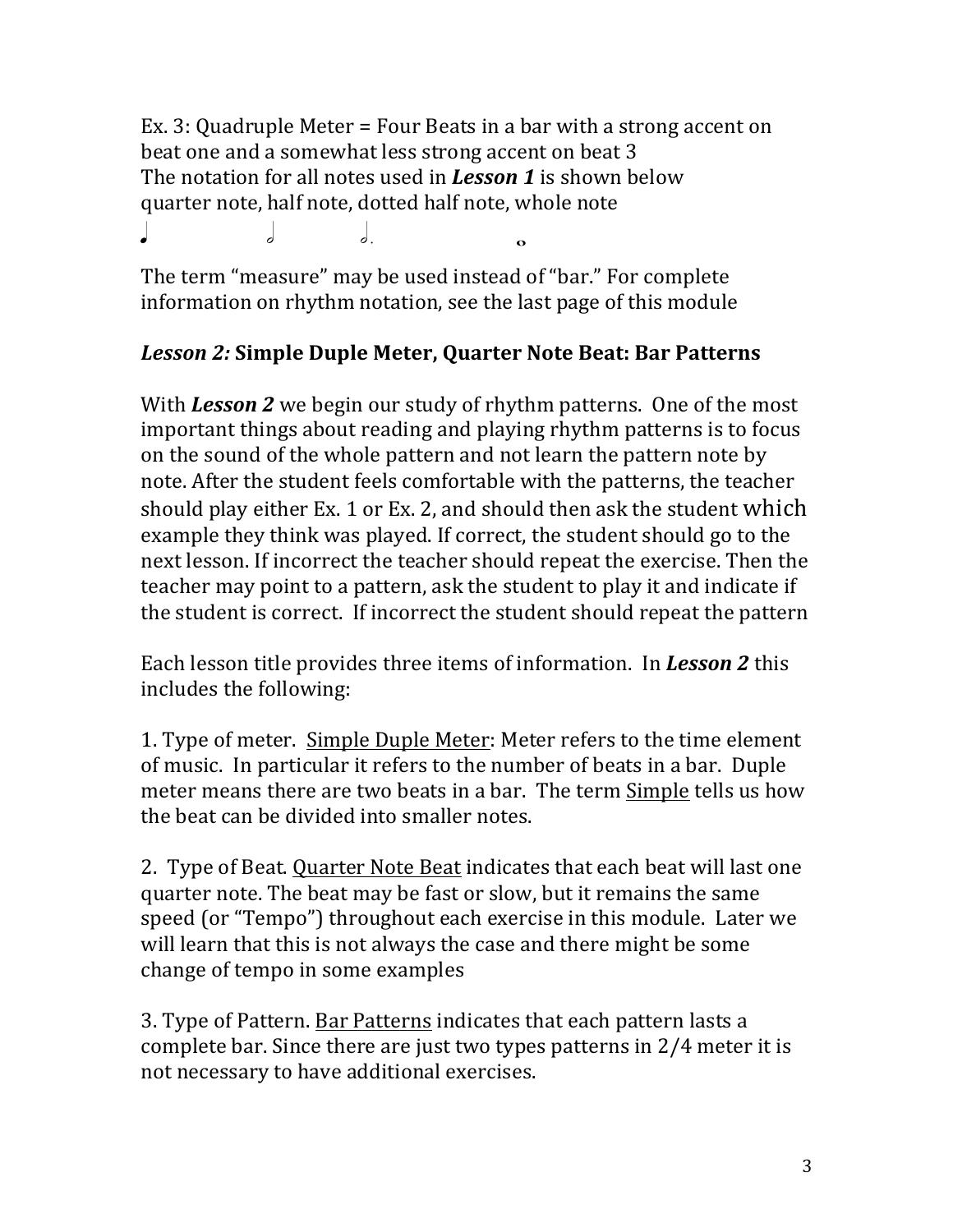Ex. 3: Quadruple Meter = Four Beats in a bar with a strong accent on beat one and a somewhat less strong accent on beat 3
The notation for all notes used in ***Lesson 1*** is shown below
quarter note, half note, dotted half note, whole note

♩ 𝅗𝅥 𝅗𝅥. 𝅝

The term "measure" may be used instead of "bar." For complete information on rhythm notation, see the last page of this module

## *Lesson 2:* Simple Duple Meter, Quarter Note Beat: Bar Patterns

With ***Lesson 2*** we begin our study of rhythm patterns. One of the most important things about reading and playing rhythm patterns is to focus on the sound of the whole pattern and not learn the pattern note by note. After the student feels comfortable with the patterns, the teacher should play either Ex. 1 or Ex. 2, and should then ask the student which example they think was played. If correct, the student should go to the next lesson. If incorrect the teacher should repeat the exercise. Then the teacher may point to a pattern, ask the student to play it and indicate if the student is correct. If incorrect the student should repeat the pattern

Each lesson title provides three items of information. In ***Lesson 2*** this includes the following:

1. Type of meter. <u>Simple Duple Meter</u>: Meter refers to the time element of music. In particular it refers to the number of beats in a bar. Duple meter means there are two beats in a bar. The term <u>Simple</u> tells us how the beat can be divided into smaller notes.

2. Type of Beat. <u>Quarter Note Beat</u> indicates that each beat will last one quarter note. The beat may be fast or slow, but it remains the same speed (or "Tempo") throughout each exercise in this module. Later we will learn that this is not always the case and there might be some change of tempo in some examples

3. Type of Pattern. <u>Bar Patterns</u> indicates that each pattern lasts a complete bar. Since there are just two types patterns in 2/4 meter it is not necessary to have additional exercises.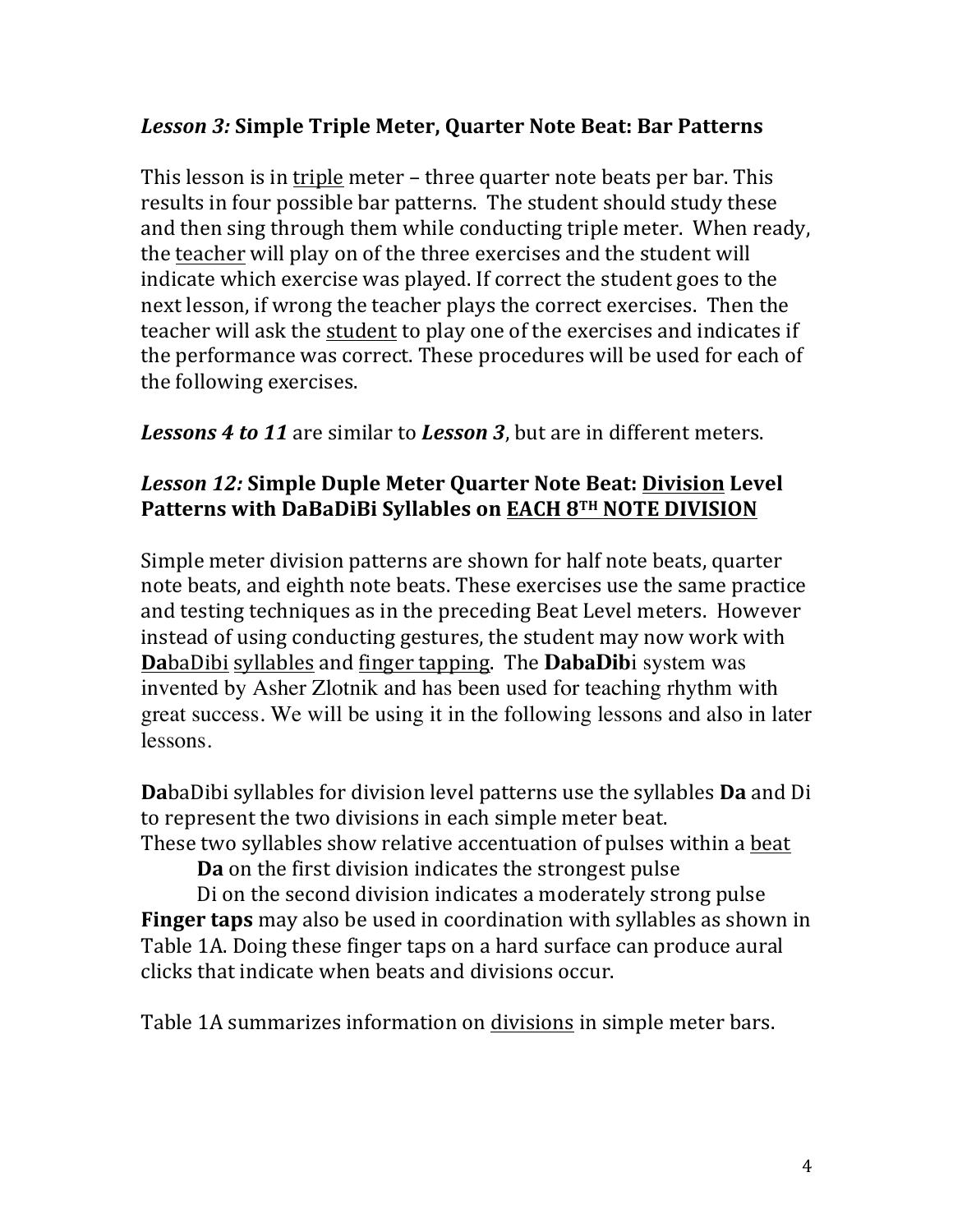### *Lesson 3:* Simple Triple Meter, Quarter Note Beat: Bar Patterns

This lesson is in triple meter – three quarter note beats per bar. This results in four possible bar patterns. The student should study these and then sing through them while conducting triple meter. When ready, the teacher will play on of the three exercises and the student will indicate which exercise was played. If correct the student goes to the next lesson, if wrong the teacher plays the correct exercises. Then the teacher will ask the student to play one of the exercises and indicates if the performance was correct. These procedures will be used for each of the following exercises.

***Lessons 4 to 11*** are similar to ***Lesson 3***, but are in different meters.

### *Lesson 12:* Simple Duple Meter Quarter Note Beat: Division Level Patterns with DaBaDiBi Syllables on EACH 8TH NOTE DIVISION

Simple meter division patterns are shown for half note beats, quarter note beats, and eighth note beats. These exercises use the same practice and testing techniques as in the preceding Beat Level meters. However instead of using conducting gestures, the student may now work with **Da**baDibi syllables and finger tapping. The **DabaDib**i system was invented by Asher Zlotnik and has been used for teaching rhythm with great success. We will be using it in the following lessons and also in later lessons.

**Da**baDibi syllables for division level patterns use the syllables **Da** and Di to represent the two divisions in each simple meter beat.
These two syllables show relative accentuation of pulses within a beat

> **Da** on the first division indicates the strongest pulse
> Di on the second division indicates a moderately strong pulse

**Finger taps** may also be used in coordination with syllables as shown in Table 1A. Doing these finger taps on a hard surface can produce aural clicks that indicate when beats and divisions occur.

Table 1A summarizes information on divisions in simple meter bars.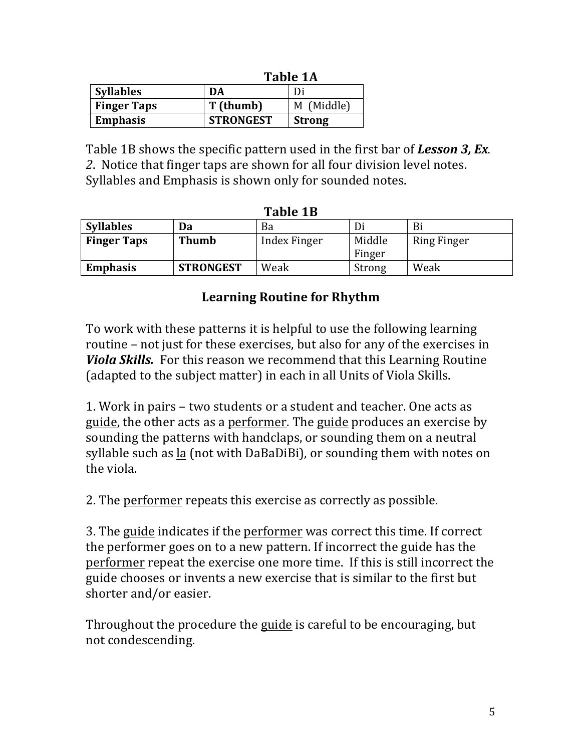**Table 1A**

| **Syllables** | **DA** | Di |
|---|---|---|
| **Finger Taps** | **T (thumb)** | M (Middle) |
| **Emphasis** | **STRONGEST** | **Strong** |

Table 1B shows the specific pattern used in the first bar of ***Lesson 3, Ex****. 2*. Notice that finger taps are shown for all four division level notes. Syllables and Emphasis is shown only for sounded notes.

**Table 1B**

| **Syllables** | **Da** | Ba | Di | Bi |
|---|---|---|---|---|
| **Finger Taps** | **Thumb** | Index Finger | Middle Finger | Ring Finger |
| **Emphasis** | **STRONGEST** | Weak | Strong | Weak |

## Learning Routine for Rhythm

To work with these patterns it is helpful to use the following learning routine – not just for these exercises, but also for any of the exercises in ***Viola Skills.*** For this reason we recommend that this Learning Routine (adapted to the subject matter) in each in all Units of Viola Skills.

1. Work in pairs – two students or a student and teacher. One acts as guide, the other acts as a performer. The guide produces an exercise by sounding the patterns with handclaps, or sounding them on a neutral syllable such as la (not with DaBaDiBi), or sounding them with notes on the viola.

2. The performer repeats this exercise as correctly as possible.

3. The guide indicates if the performer was correct this time. If correct the performer goes on to a new pattern. If incorrect the guide has the performer repeat the exercise one more time. If this is still incorrect the guide chooses or invents a new exercise that is similar to the first but shorter and/or easier.

Throughout the procedure the guide is careful to be encouraging, but not condescending.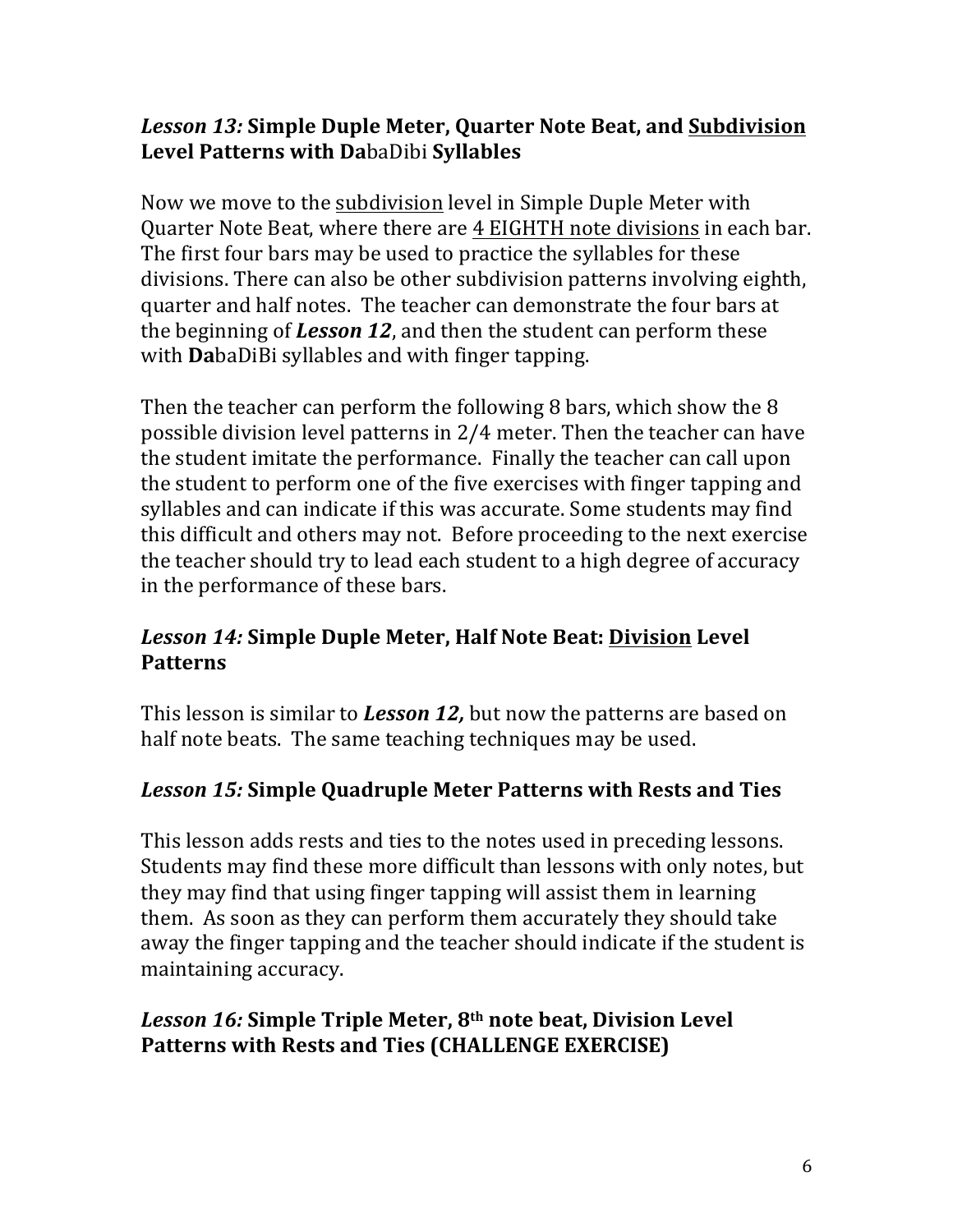### *Lesson 13:* Simple Duple Meter, Quarter Note Beat, and <u>Subdivision</u> Level Patterns with **Da**baDibi Syllables

Now we move to the <u>subdivision</u> level in Simple Duple Meter with Quarter Note Beat, where there are <u>4 EIGHTH note divisions</u> in each bar. The first four bars may be used to practice the syllables for these divisions. There can also be other subdivision patterns involving eighth, quarter and half notes. The teacher can demonstrate the four bars at the beginning of ***Lesson 12***, and then the student can perform these with **Da**baDiBi syllables and with finger tapping.

Then the teacher can perform the following 8 bars, which show the 8 possible division level patterns in 2/4 meter. Then the teacher can have the student imitate the performance. Finally the teacher can call upon the student to perform one of the five exercises with finger tapping and syllables and can indicate if this was accurate. Some students may find this difficult and others may not. Before proceeding to the next exercise the teacher should try to lead each student to a high degree of accuracy in the performance of these bars.

### *Lesson 14:* Simple Duple Meter, Half Note Beat: <u>Division</u> Level Patterns

This lesson is similar to ***Lesson 12,*** but now the patterns are based on half note beats. The same teaching techniques may be used.

### *Lesson 15:* Simple Quadruple Meter Patterns with Rests and Ties

This lesson adds rests and ties to the notes used in preceding lessons. Students may find these more difficult than lessons with only notes, but they may find that using finger tapping will assist them in learning them. As soon as they can perform them accurately they should take away the finger tapping and the teacher should indicate if the student is maintaining accuracy.

### *Lesson 16:* Simple Triple Meter, 8th note beat, Division Level Patterns with Rests and Ties (CHALLENGE EXERCISE)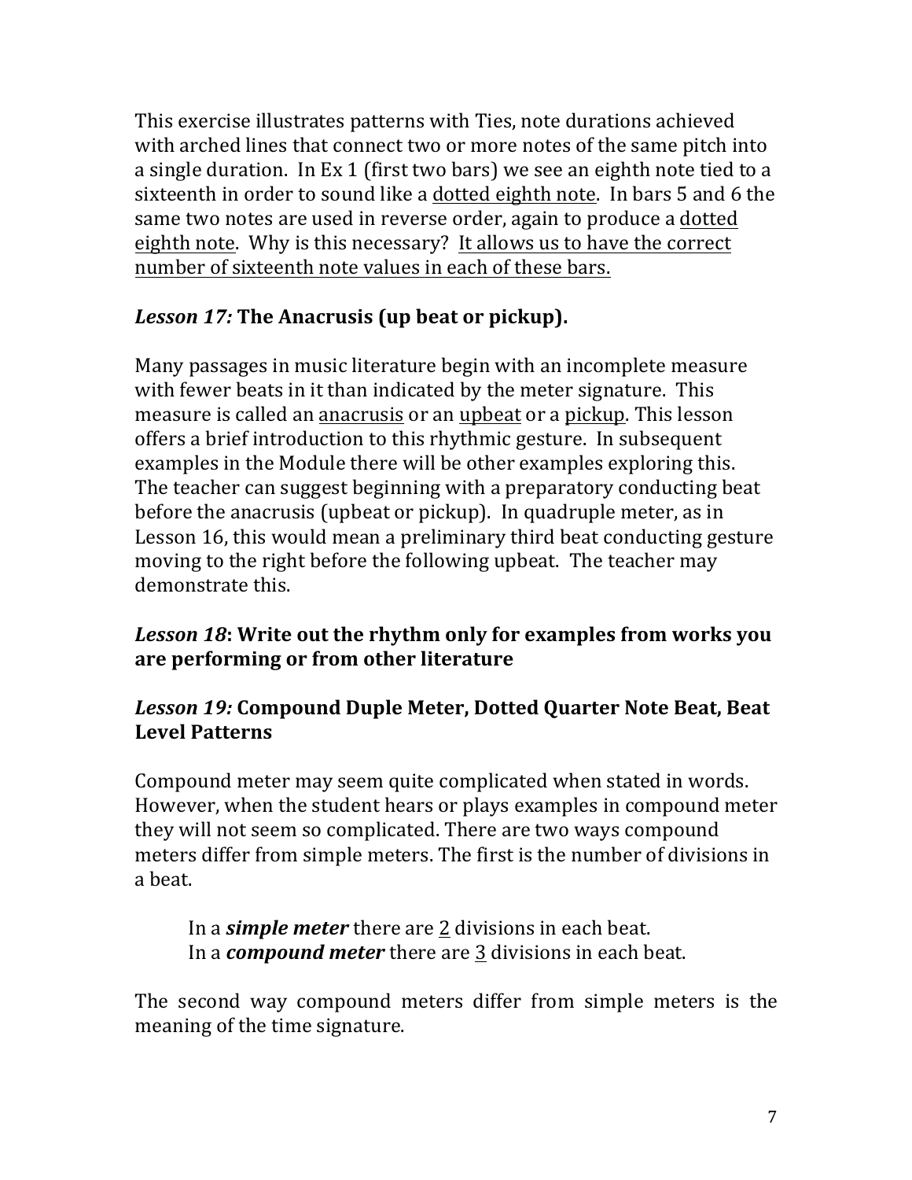This exercise illustrates patterns with Ties, note durations achieved with arched lines that connect two or more notes of the same pitch into a single duration. In Ex 1 (first two bars) we see an eighth note tied to a sixteenth in order to sound like a <u>dotted eighth note</u>. In bars 5 and 6 the same two notes are used in reverse order, again to produce a <u>dotted eighth note</u>. Why is this necessary? <u>It allows us to have the correct number of sixteenth note values in each of these bars.</u>

### *Lesson 17:* **The Anacrusis (up beat or pickup).**

Many passages in music literature begin with an incomplete measure with fewer beats in it than indicated by the meter signature. This measure is called an <u>anacrusis</u> or an <u>upbeat</u> or a <u>pickup</u>. This lesson offers a brief introduction to this rhythmic gesture. In subsequent examples in the Module there will be other examples exploring this. The teacher can suggest beginning with a preparatory conducting beat before the anacrusis (upbeat or pickup). In quadruple meter, as in Lesson 16, this would mean a preliminary third beat conducting gesture moving to the right before the following upbeat. The teacher may demonstrate this.

### *Lesson 18*: **Write out the rhythm only for examples from works you are performing or from other literature**

### *Lesson 19:* **Compound Duple Meter, Dotted Quarter Note Beat, Beat Level Patterns**

Compound meter may seem quite complicated when stated in words. However, when the student hears or plays examples in compound meter they will not seem so complicated. There are two ways compound meters differ from simple meters. The first is the number of divisions in a beat.

> In a ***simple meter*** there are <u>2</u> divisions in each beat.
> In a ***compound meter*** there are <u>3</u> divisions in each beat.

The second way compound meters differ from simple meters is the meaning of the time signature.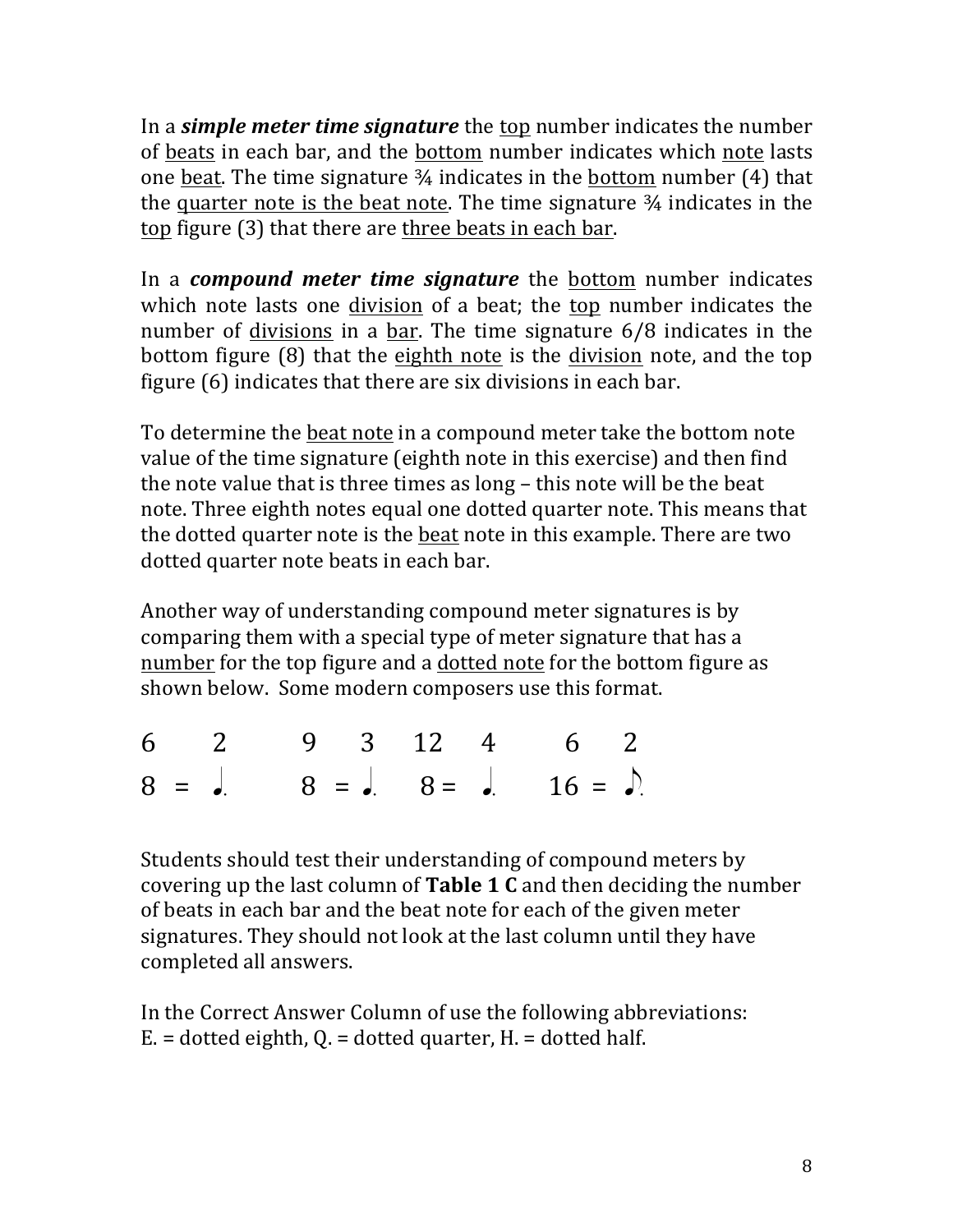In a ***simple meter time signature*** the top number indicates the number of beats in each bar, and the bottom number indicates which note lasts one beat. The time signature ¾ indicates in the bottom number (4) that the quarter note is the beat note. The time signature ¾ indicates in the top figure (3) that there are three beats in each bar.

In a ***compound meter time signature*** the bottom number indicates which note lasts one division of a beat; the top number indicates the number of divisions in a bar. The time signature 6/8 indicates in the bottom figure (8) that the eighth note is the division note, and the top figure (6) indicates that there are six divisions in each bar.

To determine the beat note in a compound meter take the bottom note value of the time signature (eighth note in this exercise) and then find the note value that is three times as long – this note will be the beat note. Three eighth notes equal one dotted quarter note. This means that the dotted quarter note is the beat note in this example. There are two dotted quarter note beats in each bar.

Another way of understanding compound meter signatures is by comparing them with a special type of meter signature that has a number for the top figure and a dotted note for the bottom figure as shown below. Some modern composers use this format.

| 6 | | 2 | 9 | | 3 | 12 | | 4 | 6 | | 2 |
|---|---|---|---|---|---|---|---|---|---|---|---|
| 8 | = | ♩. | 8 | = | ♩. | 8 | = | ♩. | 16 | = | ♪. |

Students should test their understanding of compound meters by covering up the last column of **Table 1 C** and then deciding the number of beats in each bar and the beat note for each of the given meter signatures. They should not look at the last column until they have completed all answers.

In the Correct Answer Column of use the following abbreviations:
E. = dotted eighth, Q. = dotted quarter, H. = dotted half.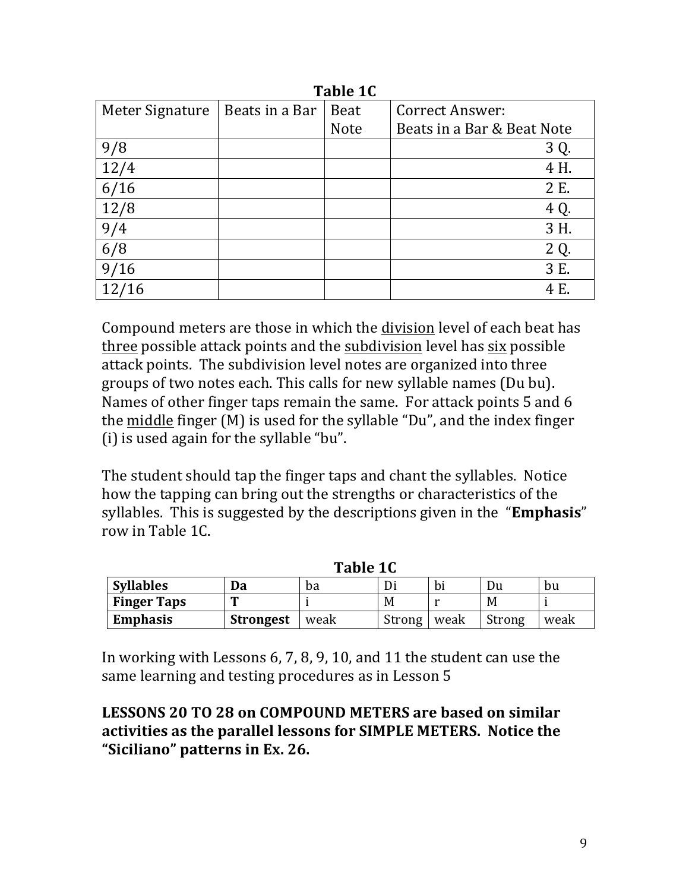**Table 1C**

| Meter Signature | Beats in a Bar | Beat Note | Correct Answer: Beats in a Bar & Beat Note |
|---|---|---|---|
| 9/8 | | | 3 Q. |
| 12/4 | | | 4 H. |
| 6/16 | | | 2 E. |
| 12/8 | | | 4 Q. |
| 9/4 | | | 3 H. |
| 6/8 | | | 2 Q. |
| 9/16 | | | 3 E. |
| 12/16 | | | 4 E. |

Compound meters are those in which the <u>division</u> level of each beat has <u>three</u> possible attack points and the <u>subdivision</u> level has <u>six</u> possible attack points. The subdivision level notes are organized into three groups of two notes each. This calls for new syllable names (Du bu). Names of other finger taps remain the same. For attack points 5 and 6 the <u>middle</u> finger (M) is used for the syllable "Du", and the index finger (i) is used again for the syllable "bu".

The student should tap the finger taps and chant the syllables. Notice how the tapping can bring out the strengths or characteristics of the syllables. This is suggested by the descriptions given in the "**Emphasis**" row in Table 1C.

**Table 1C**

| **Syllables** | **Da** | ba | Di | bi | Du | bu |
|---|---|---|---|---|---|---|
| **Finger Taps** | **T** | i | M | r | M | i |
| **Emphasis** | **Strongest** | weak | Strong | weak | Strong | weak |

In working with Lessons 6, 7, 8, 9, 10, and 11 the student can use the same learning and testing procedures as in Lesson 5

**LESSONS 20 TO 28 on COMPOUND METERS are based on similar activities as the parallel lessons for SIMPLE METERS. Notice the "Siciliano" patterns in Ex. 26.**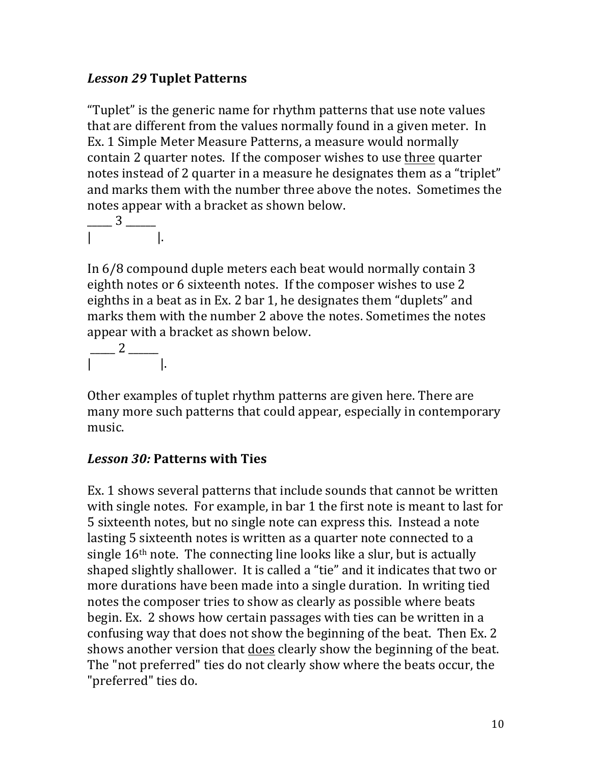### *Lesson 29* **Tuplet Patterns**

"Tuplet" is the generic name for rhythm patterns that use note values that are different from the values normally found in a given meter. In Ex. 1 Simple Meter Measure Patterns, a measure would normally contain 2 quarter notes. If the composer wishes to use <u>three</u> quarter notes instead of 2 quarter in a measure he designates them as a "triplet" and marks them with the number three above the notes. Sometimes the notes appear with a bracket as shown below.

```
_____ 3 ______
|              |.
```

In 6/8 compound duple meters each beat would normally contain 3 eighth notes or 6 sixteenth notes. If the composer wishes to use 2 eighths in a beat as in Ex. 2 bar 1, he designates them "duplets" and marks them with the number 2 above the notes. Sometimes the notes appear with a bracket as shown below.

```
 _____ 2 ______
|               |.
```

Other examples of tuplet rhythm patterns are given here. There are many more such patterns that could appear, especially in contemporary music.

### *Lesson 30:* **Patterns with Ties**

Ex. 1 shows several patterns that include sounds that cannot be written with single notes. For example, in bar 1 the first note is meant to last for 5 sixteenth notes, but no single note can express this. Instead a note lasting 5 sixteenth notes is written as a quarter note connected to a single 16th note. The connecting line looks like a slur, but is actually shaped slightly shallower. It is called a "tie" and it indicates that two or more durations have been made into a single duration. In writing tied notes the composer tries to show as clearly as possible where beats begin. Ex. 2 shows how certain passages with ties can be written in a confusing way that does not show the beginning of the beat. Then Ex. 2 shows another version that <u>does</u> clearly show the beginning of the beat. The "not preferred" ties do not clearly show where the beats occur, the "preferred" ties do.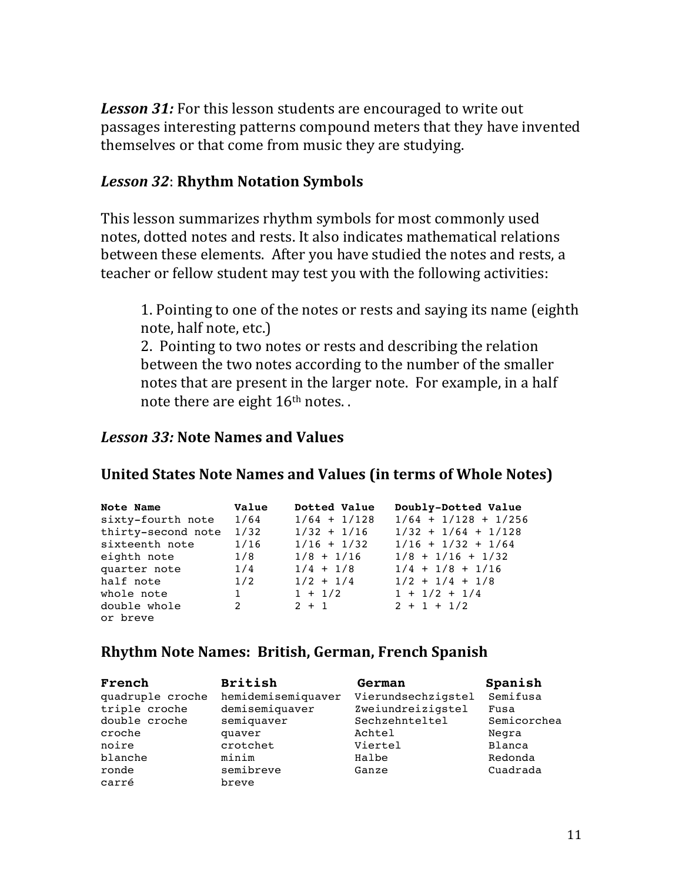***Lesson 31:*** For this lesson students are encouraged to write out passages interesting patterns compound meters that they have invented themselves or that come from music they are studying.

### *Lesson 32*: **Rhythm Notation Symbols**

This lesson summarizes rhythm symbols for most commonly used notes, dotted notes and rests. It also indicates mathematical relations between these elements. After you have studied the notes and rests, a teacher or fellow student may test you with the following activities:

1. Pointing to one of the notes or rests and saying its name (eighth note, half note, etc.)
2. Pointing to two notes or rests and describing the relation between the two notes according to the number of the smaller notes that are present in the larger note. For example, in a half note there are eight 16th notes. .

### *Lesson 33:* **Note Names and Values**

### United States Note Names and Values (in terms of Whole Notes)

| Note Name | Value | Dotted Value | Doubly-Dotted Value |
|---|---|---|---|
| sixty-fourth note | 1/64 | 1/64 + 1/128 | 1/64 + 1/128 + 1/256 |
| thirty-second note | 1/32 | 1/32 + 1/16 | 1/32 + 1/64 + 1/128 |
| sixteenth note | 1/16 | 1/16 + 1/32 | 1/16 + 1/32 + 1/64 |
| eighth note | 1/8 | 1/8 + 1/16 | 1/8 + 1/16 + 1/32 |
| quarter note | 1/4 | 1/4 + 1/8 | 1/4 + 1/8 + 1/16 |
| half note | 1/2 | 1/2 + 1/4 | 1/2 + 1/4 + 1/8 |
| whole note | 1 | 1 + 1/2 | 1 + 1/2 + 1/4 |
| double whole or breve | 2 | 2 + 1 | 2 + 1 + 1/2 |

### Rhythm Note Names: British, German, French Spanish

| French | British | German | Spanish |
|---|---|---|---|
| quadruple croche | hemidemisemiquaver | Vierundsechzigstel | Semifusa |
| triple croche | demisemiquaver | Zweiundreizigstel | Fusa |
| double croche | semiquaver | Sechzehnteltel | Semicorchea |
| croche | quaver | Achtel | Negra |
| noire | crotchet | Viertel | Blanca |
| blanche | minim | Halbe | Redonda |
| ronde | semibreve | Ganze | Cuadrada |
| carré | breve | | |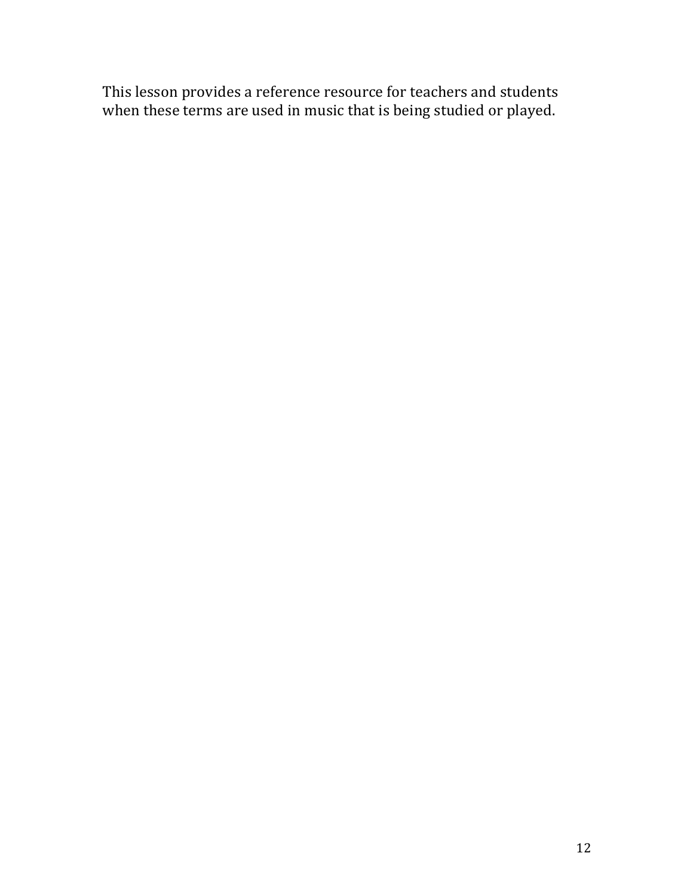This lesson provides a reference resource for teachers and students when these terms are used in music that is being studied or played.